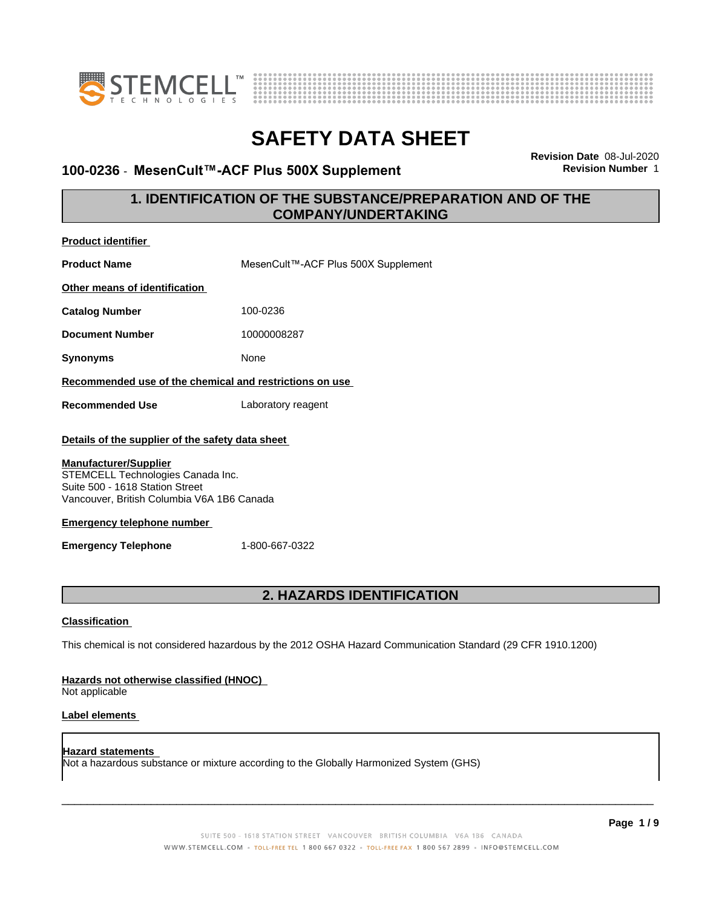# SAFETY DATA SHEET

**100-0236 - MesenCult™-ACF Plus 500X Supplement**

**Revision Date** 08-Jul-2020
**Revision Number** 1

## 1. IDENTIFICATION OF THE SUBSTANCE/PREPARATION AND OF THE COMPANY/UNDERTAKING

**Product identifier**

**Product Name** MesenCult™-ACF Plus 500X Supplement

**Other means of identification**

**Catalog Number** 100-0236

**Document Number** 10000008287

**Synonyms** None

**Recommended use of the chemical and restrictions on use**

**Recommended Use** Laboratory reagent

**Details of the supplier of the safety data sheet**

**Manufacturer/Supplier**
STEMCELL Technologies Canada Inc.
Suite 500 - 1618 Station Street
Vancouver, British Columbia V6A 1B6 Canada

**Emergency telephone number**

**Emergency Telephone** 1-800-667-0322

## 2. HAZARDS IDENTIFICATION

**Classification**

This chemical is not considered hazardous by the 2012 OSHA Hazard Communication Standard (29 CFR 1910.1200)

**Hazards not otherwise classified (HNOC)**
Not applicable

**Label elements**

**Hazard statements**
Not a hazardous substance or mixture according to the Globally Harmonized System (GHS)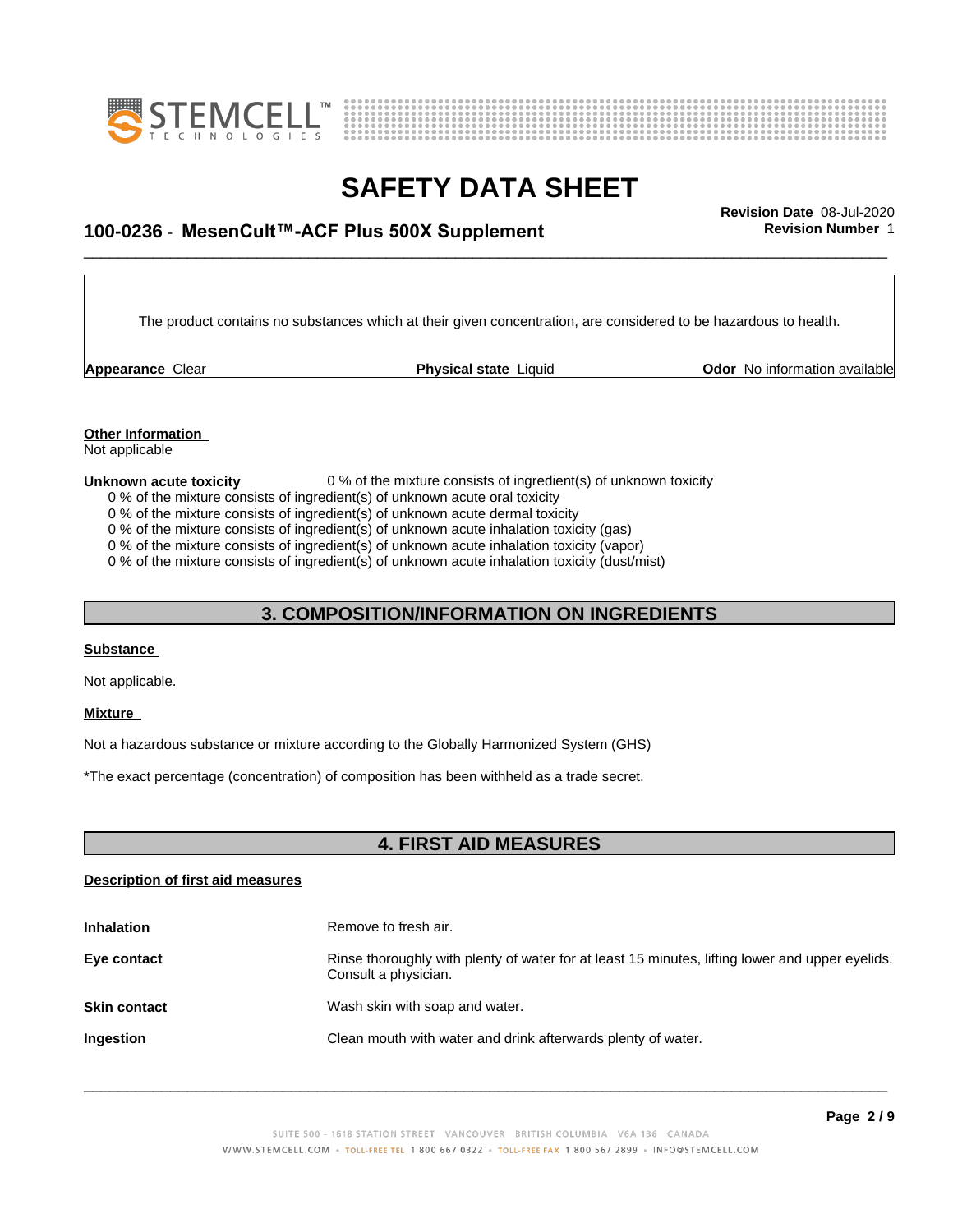The product contains no substances which at their given concentration, are considered to be hazardous to health.

**Appearance** Clear | **Physical state** Liquid | **Odor** No information available

**Other Information**
Not applicable

**Unknown acute toxicity** 0 % of the mixture consists of ingredient(s) of unknown toxicity
0 % of the mixture consists of ingredient(s) of unknown acute oral toxicity
0 % of the mixture consists of ingredient(s) of unknown acute dermal toxicity
0 % of the mixture consists of ingredient(s) of unknown acute inhalation toxicity (gas)
0 % of the mixture consists of ingredient(s) of unknown acute inhalation toxicity (vapor)
0 % of the mixture consists of ingredient(s) of unknown acute inhalation toxicity (dust/mist)

## 3. COMPOSITION/INFORMATION ON INGREDIENTS

**Substance**

Not applicable.

**Mixture**

Not a hazardous substance or mixture according to the Globally Harmonized System (GHS)

*The exact percentage (concentration) of composition has been withheld as a trade secret.

## 4. FIRST AID MEASURES

**Description of first aid measures**

| | |
|---|---|
| **Inhalation** | Remove to fresh air. |
| **Eye contact** | Rinse thoroughly with plenty of water for at least 15 minutes, lifting lower and upper eyelids. Consult a physician. |
| **Skin contact** | Wash skin with soap and water. |
| **Ingestion** | Clean mouth with water and drink afterwards plenty of water. |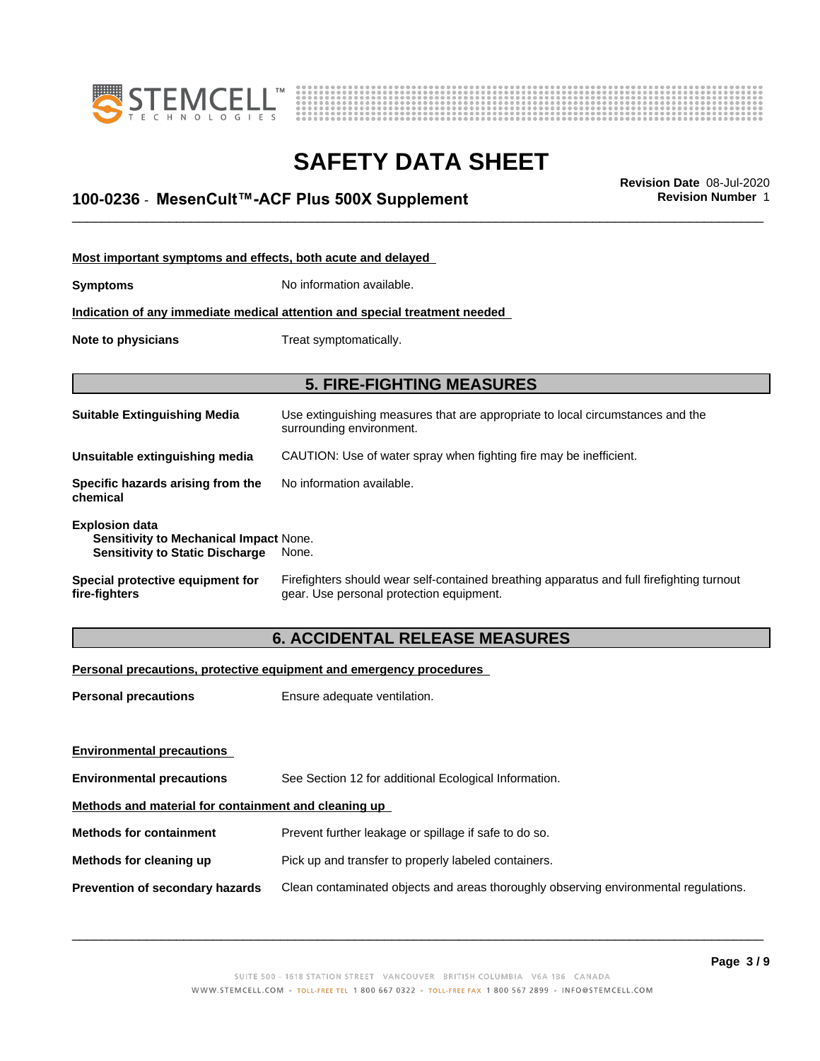**Most important symptoms and effects, both acute and delayed**

**Symptoms** No information available.

**Indication of any immediate medical attention and special treatment needed**

**Note to physicians** Treat symptomatically.

## 5. FIRE-FIGHTING MEASURES

**Suitable Extinguishing Media** Use extinguishing measures that are appropriate to local circumstances and the surrounding environment.

**Unsuitable extinguishing media** CAUTION: Use of water spray when fighting fire may be inefficient.

**Specific hazards arising from the chemical** No information available.

**Explosion data**
**Sensitivity to Mechanical Impact** None.
**Sensitivity to Static Discharge** None.

**Special protective equipment for fire-fighters** Firefighters should wear self-contained breathing apparatus and full firefighting turnout gear. Use personal protection equipment.

## 6. ACCIDENTAL RELEASE MEASURES

**Personal precautions, protective equipment and emergency procedures**

**Personal precautions** Ensure adequate ventilation.

**Environmental precautions**

**Environmental precautions** See Section 12 for additional Ecological Information.

**Methods and material for containment and cleaning up**

**Methods for containment** Prevent further leakage or spillage if safe to do so.

**Methods for cleaning up** Pick up and transfer to properly labeled containers.

**Prevention of secondary hazards** Clean contaminated objects and areas thoroughly observing environmental regulations.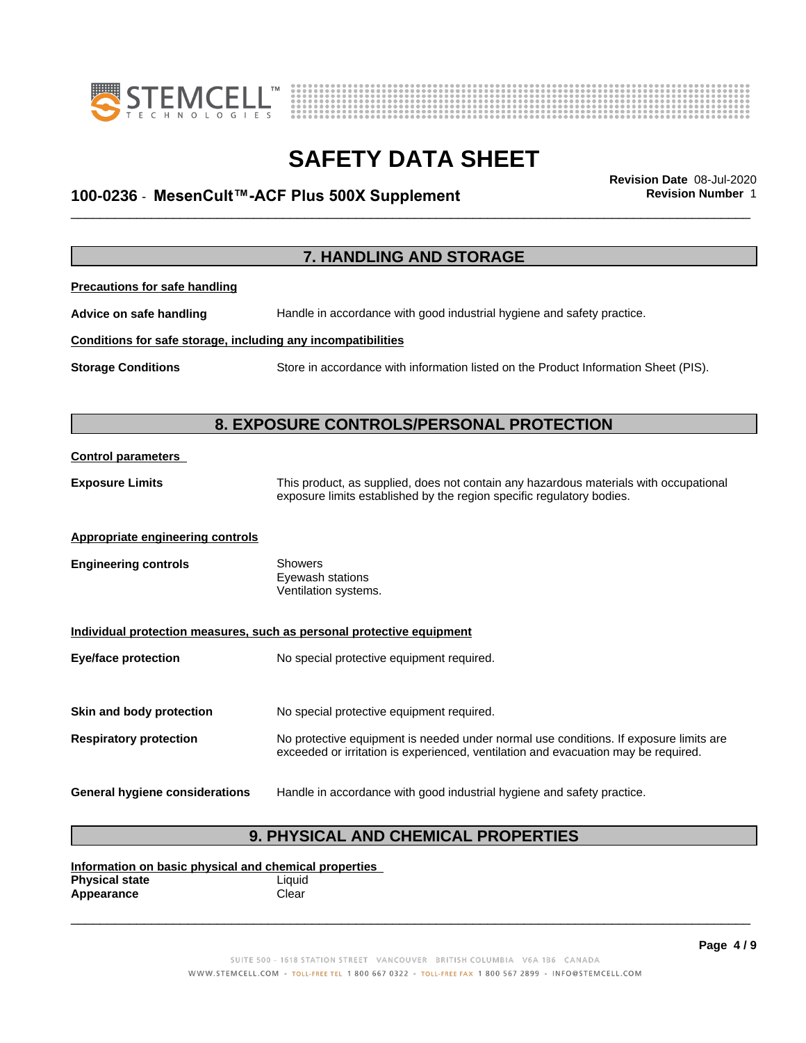## 7. HANDLING AND STORAGE

**Precautions for safe handling**

**Advice on safe handling** Handle in accordance with good industrial hygiene and safety practice.

**Conditions for safe storage, including any incompatibilities**

**Storage Conditions** Store in accordance with information listed on the Product Information Sheet (PIS).

## 8. EXPOSURE CONTROLS/PERSONAL PROTECTION

**Control parameters**

**Exposure Limits** This product, as supplied, does not contain any hazardous materials with occupational exposure limits established by the region specific regulatory bodies.

**Appropriate engineering controls**

**Engineering controls** Showers
Eyewash stations
Ventilation systems.

**Individual protection measures, such as personal protective equipment**

**Eye/face protection** No special protective equipment required.

**Skin and body protection** No special protective equipment required.

**Respiratory protection** No protective equipment is needed under normal use conditions. If exposure limits are exceeded or irritation is experienced, ventilation and evacuation may be required.

**General hygiene considerations** Handle in accordance with good industrial hygiene and safety practice.

## 9. PHYSICAL AND CHEMICAL PROPERTIES

**Information on basic physical and chemical properties**

**Physical state** Liquid
**Appearance** Clear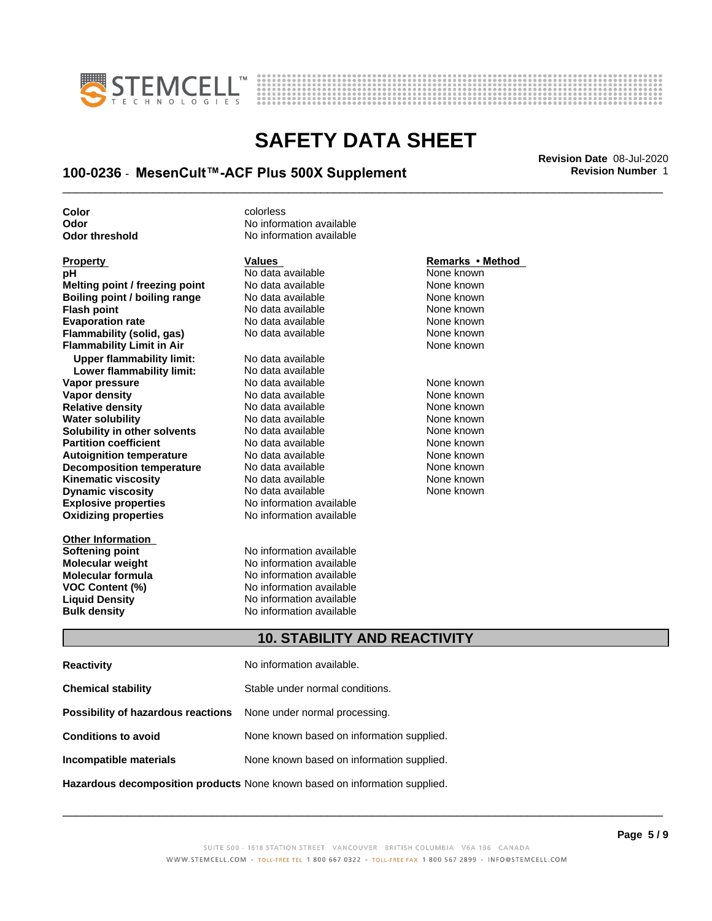| | |
|---|---|
| **Color** | colorless |
| **Odor** | No information available |
| **Odor threshold** | No information available |

| Property | Values | Remarks • Method |
|---|---|---|
| **pH** | No data available | None known |
| **Melting point / freezing point** | No data available | None known |
| **Boiling point / boiling range** | No data available | None known |
| **Flash point** | No data available | None known |
| **Evaporation rate** | No data available | None known |
| **Flammability (solid, gas)** | No data available | None known |
| **Flammability Limit in Air** | | None known |
| **Upper flammability limit:** | No data available | |
| **Lower flammability limit:** | No data available | |
| **Vapor pressure** | No data available | None known |
| **Vapor density** | No data available | None known |
| **Relative density** | No data available | None known |
| **Water solubility** | No data available | None known |
| **Solubility in other solvents** | No data available | None known |
| **Partition coefficient** | No data available | None known |
| **Autoignition temperature** | No data available | None known |
| **Decomposition temperature** | No data available | None known |
| **Kinematic viscosity** | No data available | None known |
| **Dynamic viscosity** | No data available | None known |
| **Explosive properties** | No information available | |
| **Oxidizing properties** | No information available | |

| Other Information | |
|---|---|
| **Softening point** | No information available |
| **Molecular weight** | No information available |
| **Molecular formula** | No information available |
| **VOC Content (%)** | No information available |
| **Liquid Density** | No information available |
| **Bulk density** | No information available |

## 10. STABILITY AND REACTIVITY

| | |
|---|---|
| **Reactivity** | No information available. |
| **Chemical stability** | Stable under normal conditions. |
| **Possibility of hazardous reactions** | None under normal processing. |
| **Conditions to avoid** | None known based on information supplied. |
| **Incompatible materials** | None known based on information supplied. |
| **Hazardous decomposition products** | None known based on information supplied. |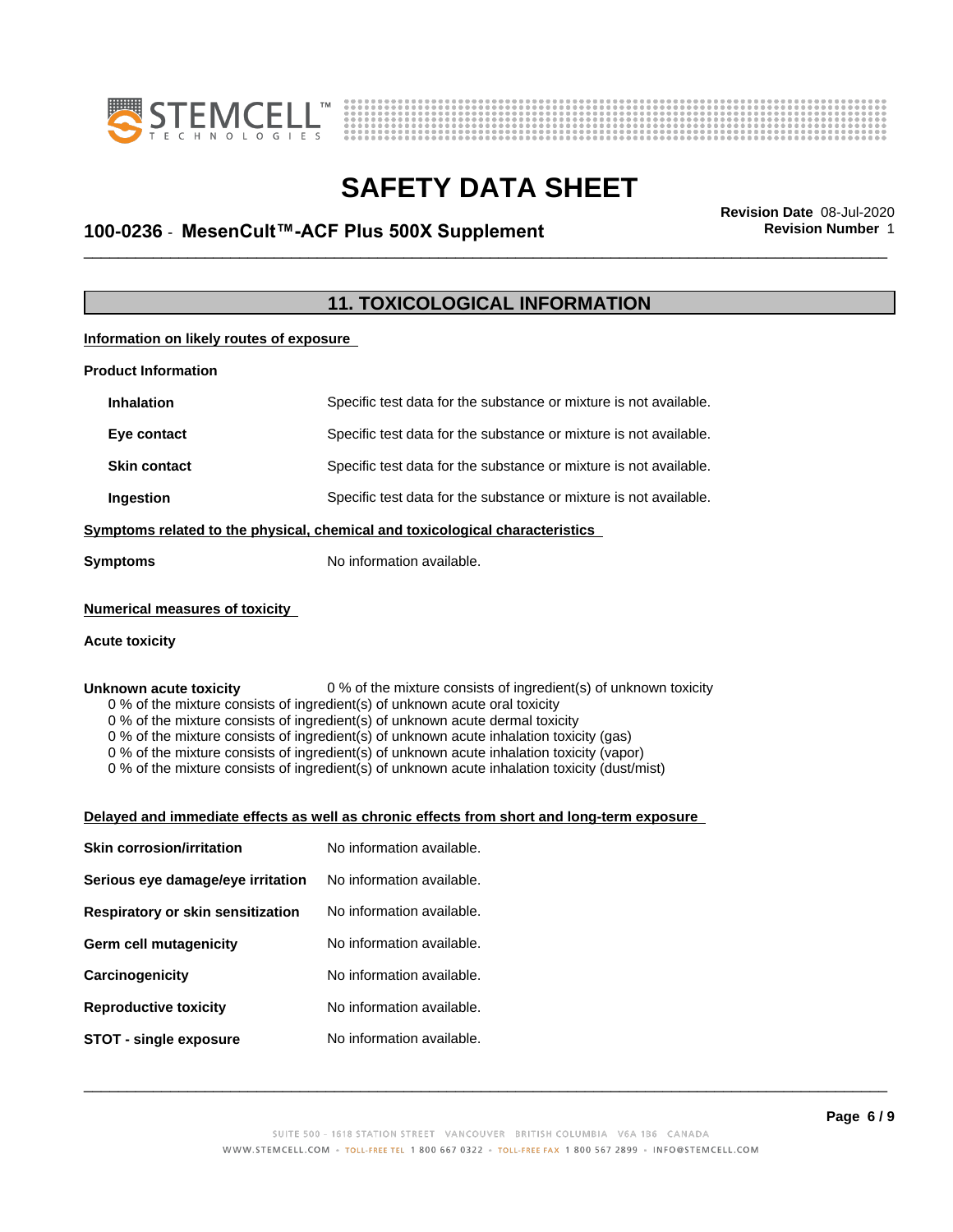## 11. TOXICOLOGICAL INFORMATION

**Information on likely routes of exposure**

**Product Information**

| | |
|---|---|
| **Inhalation** | Specific test data for the substance or mixture is not available. |
| **Eye contact** | Specific test data for the substance or mixture is not available. |
| **Skin contact** | Specific test data for the substance or mixture is not available. |
| **Ingestion** | Specific test data for the substance or mixture is not available. |

**Symptoms related to the physical, chemical and toxicological characteristics**

**Symptoms** No information available.

**Numerical measures of toxicity**

**Acute toxicity**

**Unknown acute toxicity** 0 % of the mixture consists of ingredient(s) of unknown toxicity

0 % of the mixture consists of ingredient(s) of unknown acute oral toxicity
0 % of the mixture consists of ingredient(s) of unknown acute dermal toxicity
0 % of the mixture consists of ingredient(s) of unknown acute inhalation toxicity (gas)
0 % of the mixture consists of ingredient(s) of unknown acute inhalation toxicity (vapor)
0 % of the mixture consists of ingredient(s) of unknown acute inhalation toxicity (dust/mist)

**Delayed and immediate effects as well as chronic effects from short and long-term exposure**

| | |
|---|---|
| **Skin corrosion/irritation** | No information available. |
| **Serious eye damage/eye irritation** | No information available. |
| **Respiratory or skin sensitization** | No information available. |
| **Germ cell mutagenicity** | No information available. |
| **Carcinogenicity** | No information available. |
| **Reproductive toxicity** | No information available. |
| **STOT - single exposure** | No information available. |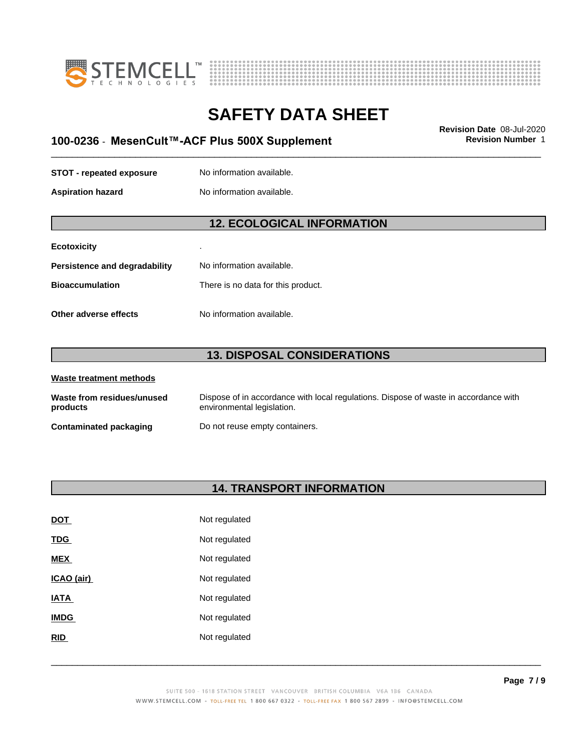| | |
|---|---|
| **STOT - repeated exposure** | No information available. |
| **Aspiration hazard** | No information available. |

## 12. ECOLOGICAL INFORMATION

| | |
|---|---|
| **Ecotoxicity** | . |
| **Persistence and degradability** | No information available. |
| **Bioaccumulation** | There is no data for this product. |
| **Other adverse effects** | No information available. |

## 13. DISPOSAL CONSIDERATIONS

**Waste treatment methods**

| | |
|---|---|
| **Waste from residues/unused products** | Dispose of in accordance with local regulations. Dispose of waste in accordance with environmental legislation. |
| **Contaminated packaging** | Do not reuse empty containers. |

## 14. TRANSPORT INFORMATION

| | |
|---|---|
| **DOT** | Not regulated |
| **TDG** | Not regulated |
| **MEX** | Not regulated |
| **ICAO (air)** | Not regulated |
| **IATA** | Not regulated |
| **IMDG** | Not regulated |
| **RID** | Not regulated |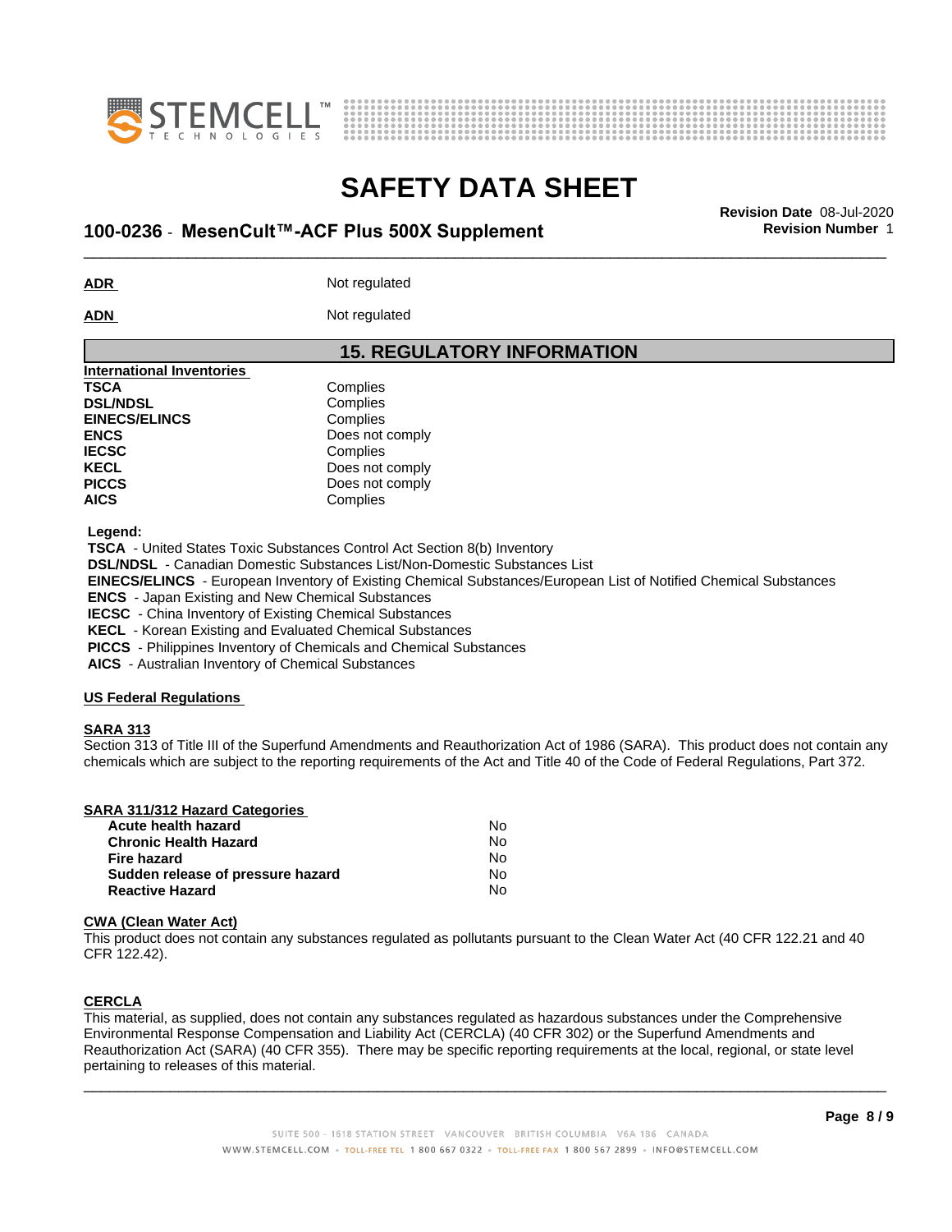**ADR** Not regulated

**ADN** Not regulated

## 15. REGULATORY INFORMATION

**International Inventories**

| | |
|---|---|
| **TSCA** | Complies |
| **DSL/NDSL** | Complies |
| **EINECS/ELINCS** | Complies |
| **ENCS** | Does not comply |
| **IECSC** | Complies |
| **KECL** | Does not comply |
| **PICCS** | Does not comply |
| **AICS** | Complies |

**Legend:**

**TSCA** - United States Toxic Substances Control Act Section 8(b) Inventory
**DSL/NDSL** - Canadian Domestic Substances List/Non-Domestic Substances List
**EINECS/ELINCS** - European Inventory of Existing Chemical Substances/European List of Notified Chemical Substances
**ENCS** - Japan Existing and New Chemical Substances
**IECSC** - China Inventory of Existing Chemical Substances
**KECL** - Korean Existing and Evaluated Chemical Substances
**PICCS** - Philippines Inventory of Chemicals and Chemical Substances
**AICS** - Australian Inventory of Chemical Substances

**US Federal Regulations**

**SARA 313**

Section 313 of Title III of the Superfund Amendments and Reauthorization Act of 1986 (SARA). This product does not contain any chemicals which are subject to the reporting requirements of the Act and Title 40 of the Code of Federal Regulations, Part 372.

**SARA 311/312 Hazard Categories**

| | |
|---|---|
| **Acute health hazard** | No |
| **Chronic Health Hazard** | No |
| **Fire hazard** | No |
| **Sudden release of pressure hazard** | No |
| **Reactive Hazard** | No |

**CWA (Clean Water Act)**

This product does not contain any substances regulated as pollutants pursuant to the Clean Water Act (40 CFR 122.21 and 40 CFR 122.42).

**CERCLA**

This material, as supplied, does not contain any substances regulated as hazardous substances under the Comprehensive Environmental Response Compensation and Liability Act (CERCLA) (40 CFR 302) or the Superfund Amendments and Reauthorization Act (SARA) (40 CFR 355). There may be specific reporting requirements at the local, regional, or state level pertaining to releases of this material.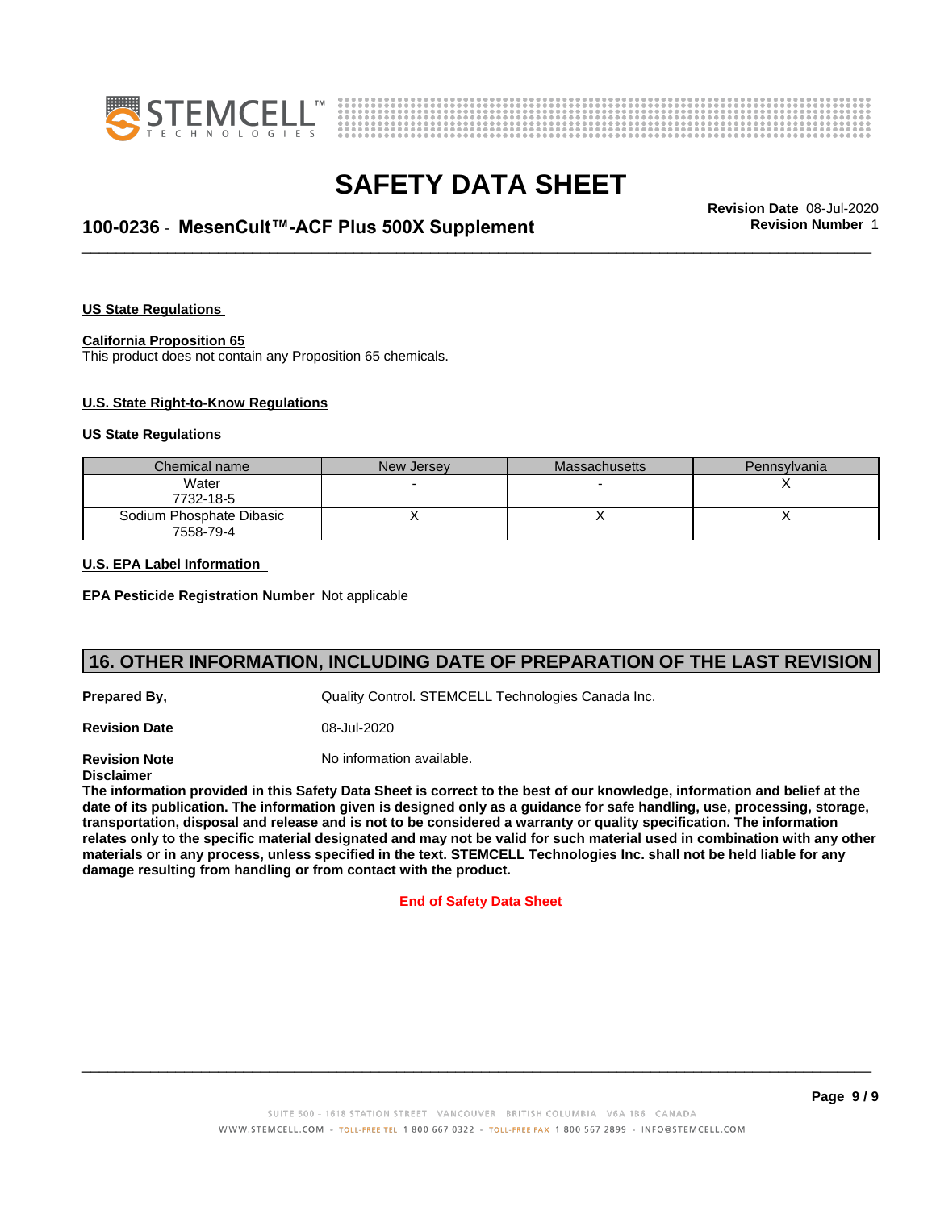**US State Regulations**

**California Proposition 65**

This product does not contain any Proposition 65 chemicals.

**U.S. State Right-to-Know Regulations**

**US State Regulations**

| Chemical name | New Jersey | Massachusetts | Pennsylvania |
|---|---|---|---|
| Water<br>7732-18-5 | - | - | X |
| Sodium Phosphate Dibasic<br>7558-79-4 | X | X | X |

**U.S. EPA Label Information**

**EPA Pesticide Registration Number** Not applicable

## 16. OTHER INFORMATION, INCLUDING DATE OF PREPARATION OF THE LAST REVISION

**Prepared By,** Quality Control. STEMCELL Technologies Canada Inc.

**Revision Date** 08-Jul-2020

**Revision Note** No information available.

**Disclaimer**

**The information provided in this Safety Data Sheet is correct to the best of our knowledge, information and belief at the date of its publication. The information given is designed only as a guidance for safe handling, use, processing, storage, transportation, disposal and release and is not to be considered a warranty or quality specification. The information relates only to the specific material designated and may not be valid for such material used in combination with any other materials or in any process, unless specified in the text. STEMCELL Technologies Inc. shall not be held liable for any damage resulting from handling or from contact with the product.**

**End of Safety Data Sheet**